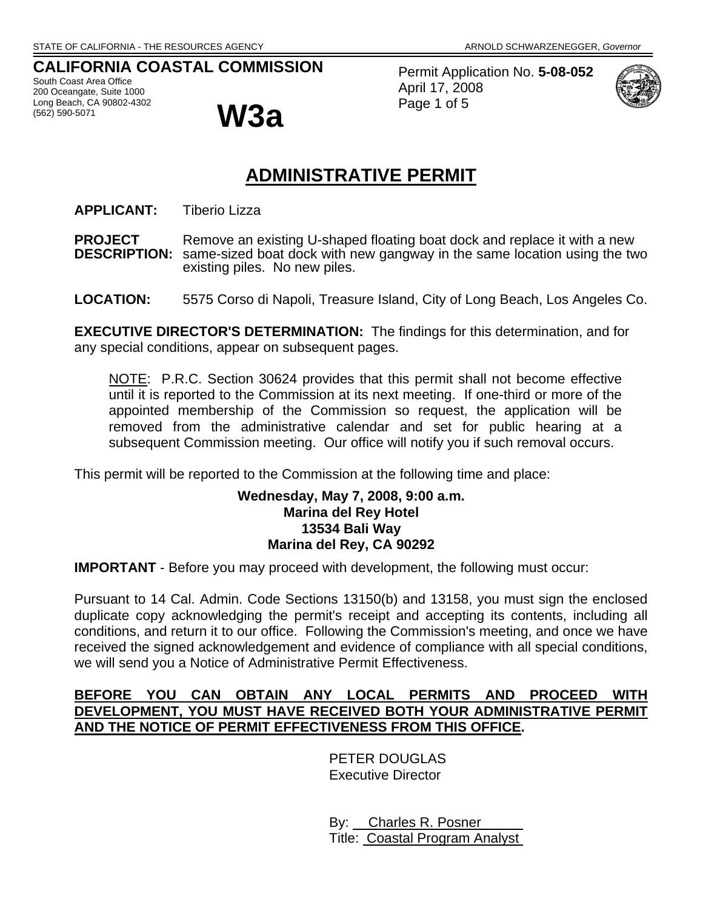STATE OF CALIFORNIA - THE RESOURCES AGENCY ARNOLD SCHWARZENEGGER, *Governor*

**CALIFORNIA COASTAL COMMISSION**
South Coast Area Office
200 Oceangate, Suite 1000
Long Beach, CA 90802-4302
(562) 590-5071

# W3a

Permit Application No. **5-08-052**
April 17, 2008

# ADMINISTRATIVE PERMIT

**APPLICANT:** Tiberio Lizza

**PROJECT DESCRIPTION:** Remove an existing U-shaped floating boat dock and replace it with a new same-sized boat dock with new gangway in the same location using the two existing piles. No new piles.

**LOCATION:** 5575 Corso di Napoli, Treasure Island, City of Long Beach, Los Angeles Co.

**EXECUTIVE DIRECTOR'S DETERMINATION:** The findings for this determination, and for any special conditions, appear on subsequent pages.

> NOTE: P.R.C. Section 30624 provides that this permit shall not become effective until it is reported to the Commission at its next meeting. If one-third or more of the appointed membership of the Commission so request, the application will be removed from the administrative calendar and set for public hearing at a subsequent Commission meeting. Our office will notify you if such removal occurs.

This permit will be reported to the Commission at the following time and place:

**Wednesday, May 7, 2008, 9:00 a.m.**
**Marina del Rey Hotel**
**13534 Bali Way**
**Marina del Rey, CA 90292**

**IMPORTANT** - Before you may proceed with development, the following must occur:

Pursuant to 14 Cal. Admin. Code Sections 13150(b) and 13158, you must sign the enclosed duplicate copy acknowledging the permit's receipt and accepting its contents, including all conditions, and return it to our office. Following the Commission's meeting, and once we have received the signed acknowledgement and evidence of compliance with all special conditions, we will send you a Notice of Administrative Permit Effectiveness.

**BEFORE YOU CAN OBTAIN ANY LOCAL PERMITS AND PROCEED WITH DEVELOPMENT, YOU MUST HAVE RECEIVED BOTH YOUR ADMINISTRATIVE PERMIT AND THE NOTICE OF PERMIT EFFECTIVENESS FROM THIS OFFICE.**

PETER DOUGLAS
Executive Director

By: Charles R. Posner
Title: Coastal Program Analyst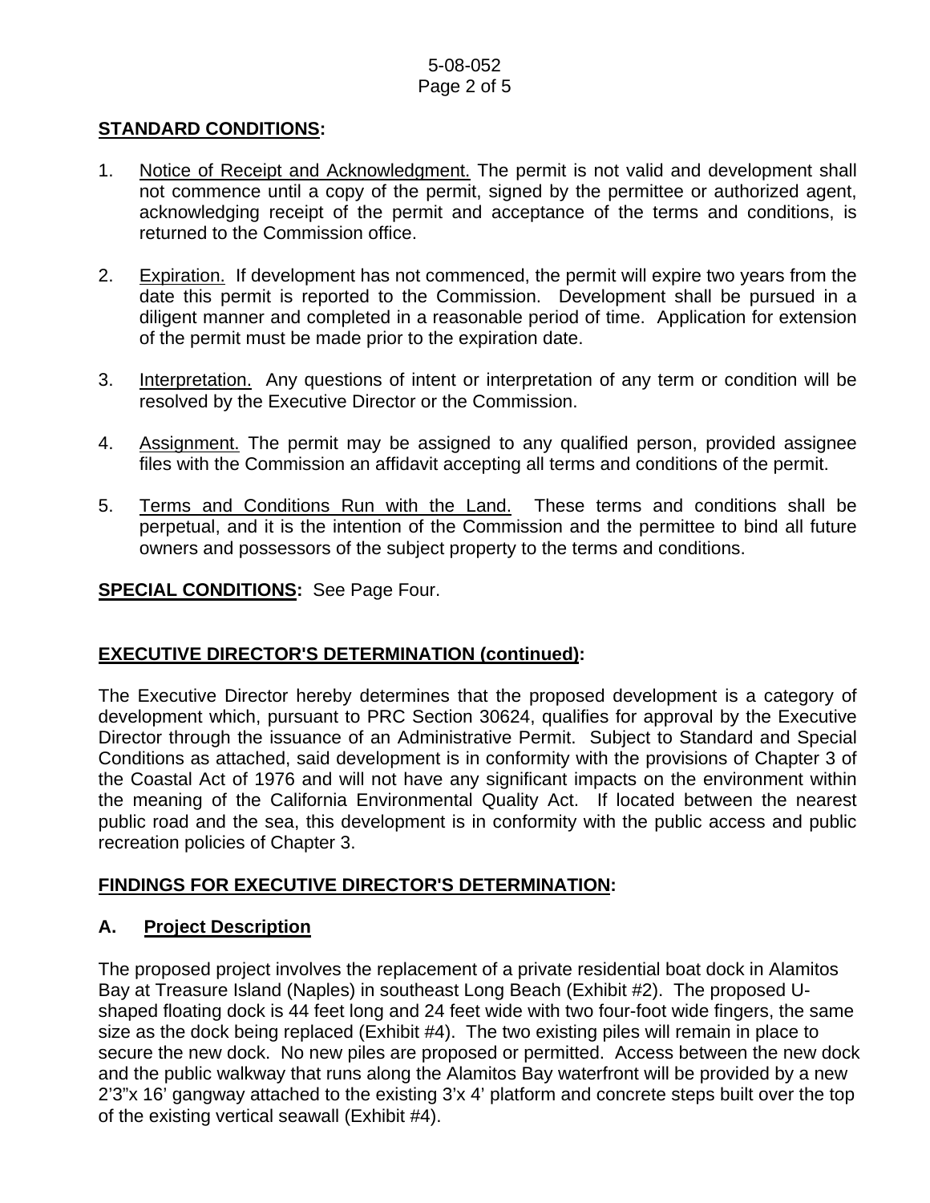**STANDARD CONDITIONS:**

1. Notice of Receipt and Acknowledgment. The permit is not valid and development shall not commence until a copy of the permit, signed by the permittee or authorized agent, acknowledging receipt of the permit and acceptance of the terms and conditions, is returned to the Commission office.

2. Expiration. If development has not commenced, the permit will expire two years from the date this permit is reported to the Commission. Development shall be pursued in a diligent manner and completed in a reasonable period of time. Application for extension of the permit must be made prior to the expiration date.

3. Interpretation. Any questions of intent or interpretation of any term or condition will be resolved by the Executive Director or the Commission.

4. Assignment. The permit may be assigned to any qualified person, provided assignee files with the Commission an affidavit accepting all terms and conditions of the permit.

5. Terms and Conditions Run with the Land. These terms and conditions shall be perpetual, and it is the intention of the Commission and the permittee to bind all future owners and possessors of the subject property to the terms and conditions.

**SPECIAL CONDITIONS:** See Page Four.

**EXECUTIVE DIRECTOR'S DETERMINATION (continued):**

The Executive Director hereby determines that the proposed development is a category of development which, pursuant to PRC Section 30624, qualifies for approval by the Executive Director through the issuance of an Administrative Permit. Subject to Standard and Special Conditions as attached, said development is in conformity with the provisions of Chapter 3 of the Coastal Act of 1976 and will not have any significant impacts on the environment within the meaning of the California Environmental Quality Act. If located between the nearest public road and the sea, this development is in conformity with the public access and public recreation policies of Chapter 3.

**FINDINGS FOR EXECUTIVE DIRECTOR'S DETERMINATION:**

## A. Project Description

The proposed project involves the replacement of a private residential boat dock in Alamitos Bay at Treasure Island (Naples) in southeast Long Beach (Exhibit #2). The proposed U-shaped floating dock is 44 feet long and 24 feet wide with two four-foot wide fingers, the same size as the dock being replaced (Exhibit #4). The two existing piles will remain in place to secure the new dock. No new piles are proposed or permitted. Access between the new dock and the public walkway that runs along the Alamitos Bay waterfront will be provided by a new 2'3"x 16' gangway attached to the existing 3'x 4' platform and concrete steps built over the top of the existing vertical seawall (Exhibit #4).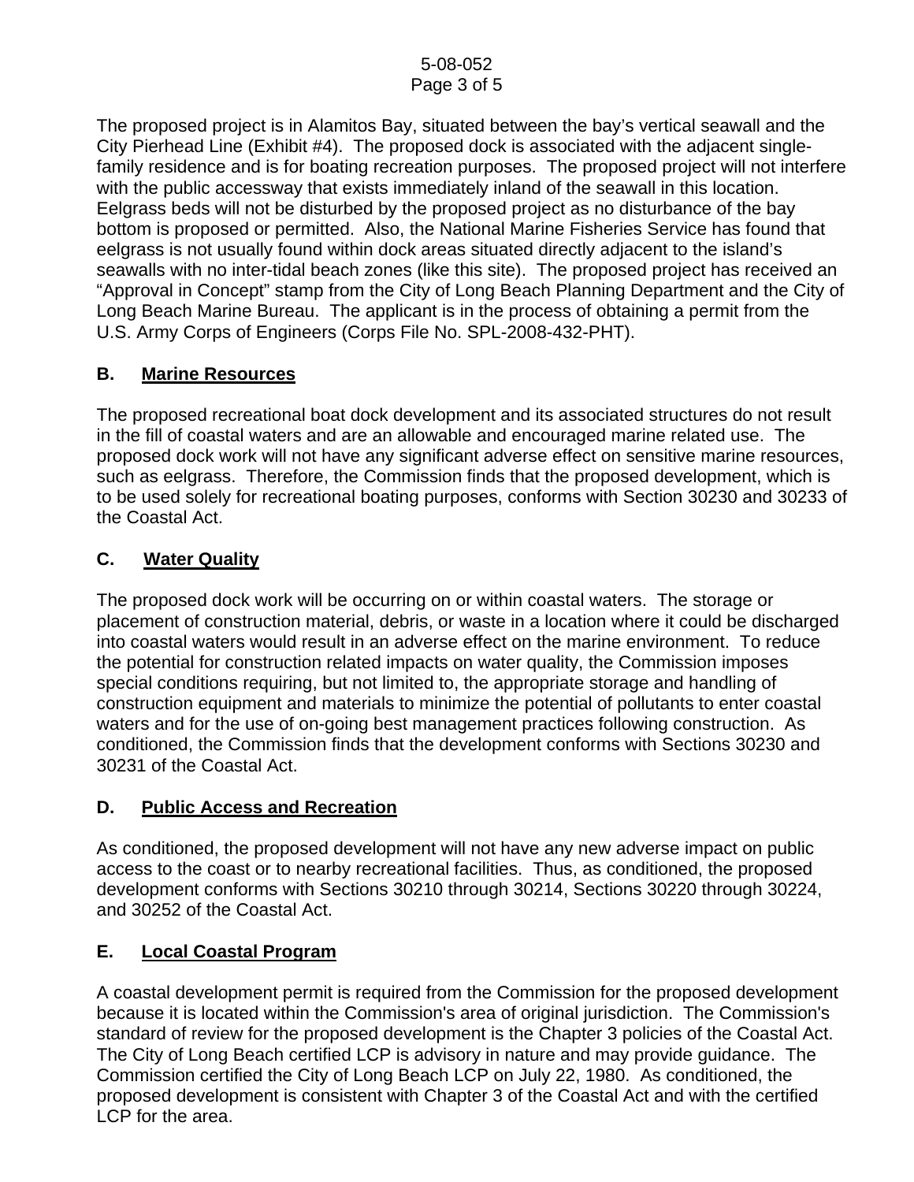The proposed project is in Alamitos Bay, situated between the bay's vertical seawall and the City Pierhead Line (Exhibit #4). The proposed dock is associated with the adjacent single-family residence and is for boating recreation purposes. The proposed project will not interfere with the public accessway that exists immediately inland of the seawall in this location. Eelgrass beds will not be disturbed by the proposed project as no disturbance of the bay bottom is proposed or permitted. Also, the National Marine Fisheries Service has found that eelgrass is not usually found within dock areas situated directly adjacent to the island's seawalls with no inter-tidal beach zones (like this site). The proposed project has received an "Approval in Concept" stamp from the City of Long Beach Planning Department and the City of Long Beach Marine Bureau. The applicant is in the process of obtaining a permit from the U.S. Army Corps of Engineers (Corps File No. SPL-2008-432-PHT).

## B. Marine Resources

The proposed recreational boat dock development and its associated structures do not result in the fill of coastal waters and are an allowable and encouraged marine related use. The proposed dock work will not have any significant adverse effect on sensitive marine resources, such as eelgrass. Therefore, the Commission finds that the proposed development, which is to be used solely for recreational boating purposes, conforms with Section 30230 and 30233 of the Coastal Act.

## C. Water Quality

The proposed dock work will be occurring on or within coastal waters. The storage or placement of construction material, debris, or waste in a location where it could be discharged into coastal waters would result in an adverse effect on the marine environment. To reduce the potential for construction related impacts on water quality, the Commission imposes special conditions requiring, but not limited to, the appropriate storage and handling of construction equipment and materials to minimize the potential of pollutants to enter coastal waters and for the use of on-going best management practices following construction. As conditioned, the Commission finds that the development conforms with Sections 30230 and 30231 of the Coastal Act.

## D. Public Access and Recreation

As conditioned, the proposed development will not have any new adverse impact on public access to the coast or to nearby recreational facilities. Thus, as conditioned, the proposed development conforms with Sections 30210 through 30214, Sections 30220 through 30224, and 30252 of the Coastal Act.

## E. Local Coastal Program

A coastal development permit is required from the Commission for the proposed development because it is located within the Commission's area of original jurisdiction. The Commission's standard of review for the proposed development is the Chapter 3 policies of the Coastal Act. The City of Long Beach certified LCP is advisory in nature and may provide guidance. The Commission certified the City of Long Beach LCP on July 22, 1980. As conditioned, the proposed development is consistent with Chapter 3 of the Coastal Act and with the certified LCP for the area.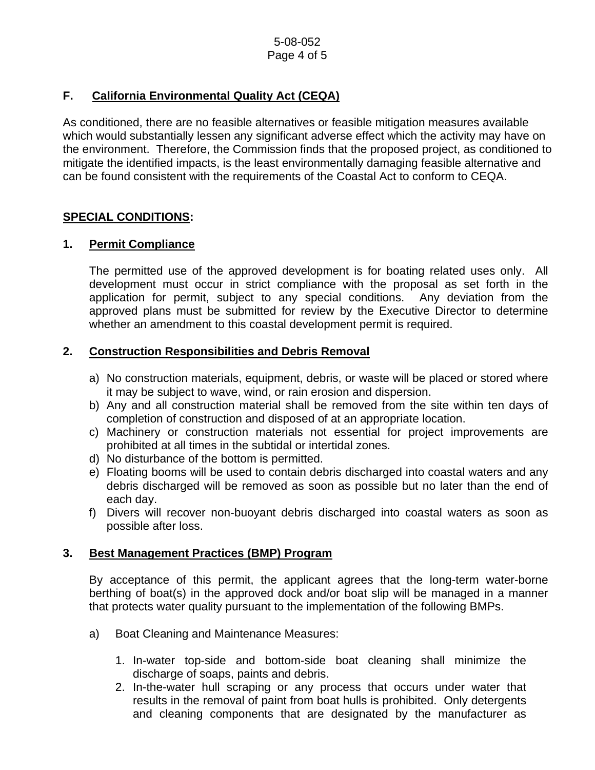## F. California Environmental Quality Act (CEQA)

As conditioned, there are no feasible alternatives or feasible mitigation measures available which would substantially lessen any significant adverse effect which the activity may have on the environment. Therefore, the Commission finds that the proposed project, as conditioned to mitigate the identified impacts, is the least environmentally damaging feasible alternative and can be found consistent with the requirements of the Coastal Act to conform to CEQA.

## SPECIAL CONDITIONS:

### 1. Permit Compliance

The permitted use of the approved development is for boating related uses only. All development must occur in strict compliance with the proposal as set forth in the application for permit, subject to any special conditions. Any deviation from the approved plans must be submitted for review by the Executive Director to determine whether an amendment to this coastal development permit is required.

### 2. Construction Responsibilities and Debris Removal

a) No construction materials, equipment, debris, or waste will be placed or stored where it may be subject to wave, wind, or rain erosion and dispersion.
b) Any and all construction material shall be removed from the site within ten days of completion of construction and disposed of at an appropriate location.
c) Machinery or construction materials not essential for project improvements are prohibited at all times in the subtidal or intertidal zones.
d) No disturbance of the bottom is permitted.
e) Floating booms will be used to contain debris discharged into coastal waters and any debris discharged will be removed as soon as possible but no later than the end of each day.
f) Divers will recover non-buoyant debris discharged into coastal waters as soon as possible after loss.

### 3. Best Management Practices (BMP) Program

By acceptance of this permit, the applicant agrees that the long-term water-borne berthing of boat(s) in the approved dock and/or boat slip will be managed in a manner that protects water quality pursuant to the implementation of the following BMPs.

a) Boat Cleaning and Maintenance Measures:

1. In-water top-side and bottom-side boat cleaning shall minimize the discharge of soaps, paints and debris.
2. In-the-water hull scraping or any process that occurs under water that results in the removal of paint from boat hulls is prohibited. Only detergents and cleaning components that are designated by the manufacturer as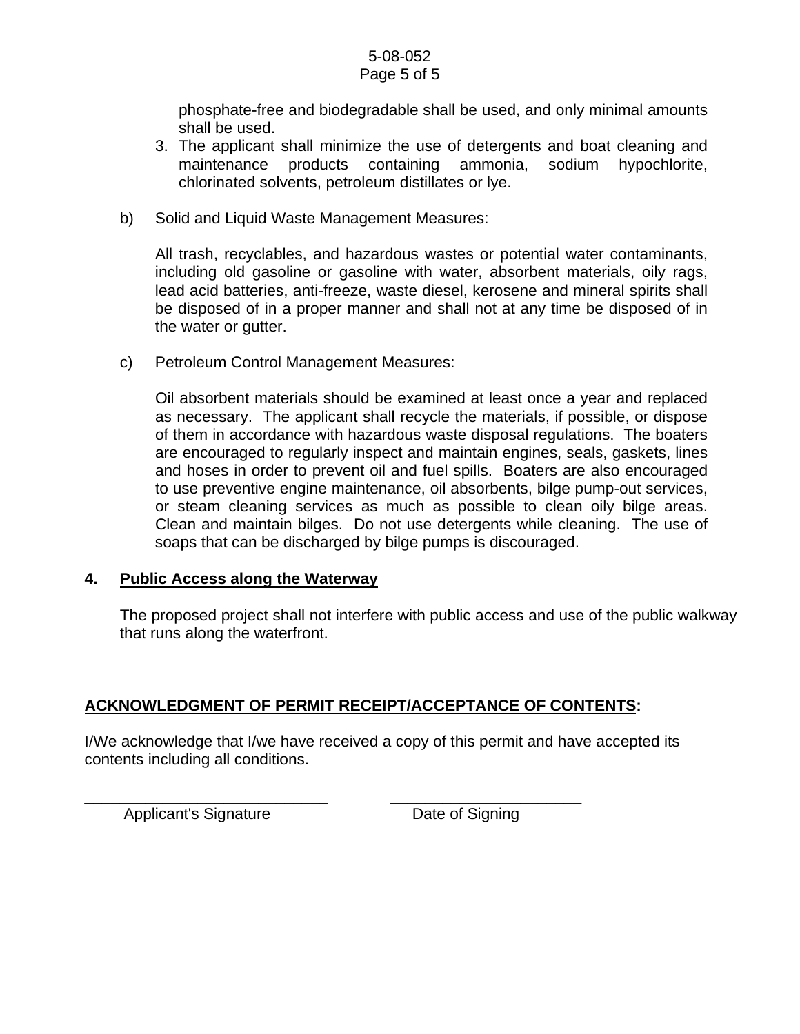phosphate-free and biodegradable shall be used, and only minimal amounts shall be used.

3. The applicant shall minimize the use of detergents and boat cleaning and maintenance products containing ammonia, sodium hypochlorite, chlorinated solvents, petroleum distillates or lye.

b) Solid and Liquid Waste Management Measures:

All trash, recyclables, and hazardous wastes or potential water contaminants, including old gasoline or gasoline with water, absorbent materials, oily rags, lead acid batteries, anti-freeze, waste diesel, kerosene and mineral spirits shall be disposed of in a proper manner and shall not at any time be disposed of in the water or gutter.

c) Petroleum Control Management Measures:

Oil absorbent materials should be examined at least once a year and replaced as necessary. The applicant shall recycle the materials, if possible, or dispose of them in accordance with hazardous waste disposal regulations. The boaters are encouraged to regularly inspect and maintain engines, seals, gaskets, lines and hoses in order to prevent oil and fuel spills. Boaters are also encouraged to use preventive engine maintenance, oil absorbents, bilge pump-out services, or steam cleaning services as much as possible to clean oily bilge areas. Clean and maintain bilges. Do not use detergents while cleaning. The use of soaps that can be discharged by bilge pumps is discouraged.

**4. Public Access along the Waterway**

The proposed project shall not interfere with public access and use of the public walkway that runs along the waterfront.

**ACKNOWLEDGMENT OF PERMIT RECEIPT/ACCEPTANCE OF CONTENTS:**

I/We acknowledge that I/we have received a copy of this permit and have accepted its contents including all conditions.

_____________________________ &nbsp;&nbsp;&nbsp;&nbsp; _______________________

Applicant's Signature &nbsp;&nbsp;&nbsp;&nbsp; Date of Signing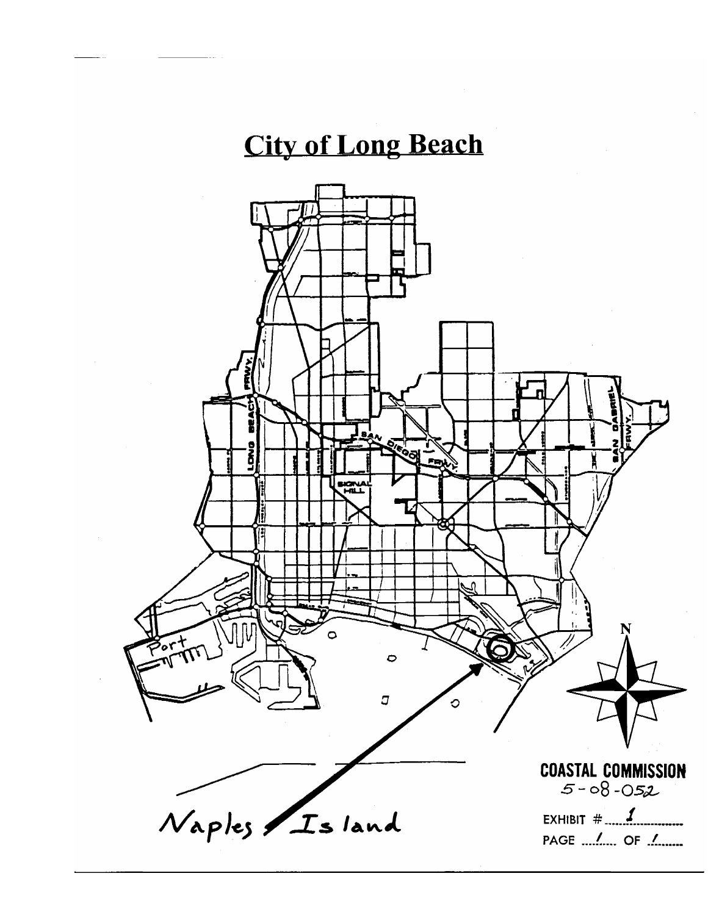# City of Long Beach

Naples Island

COASTAL COMMISSION
5-08-052

EXHIBIT # 1

PAGE 1 OF 1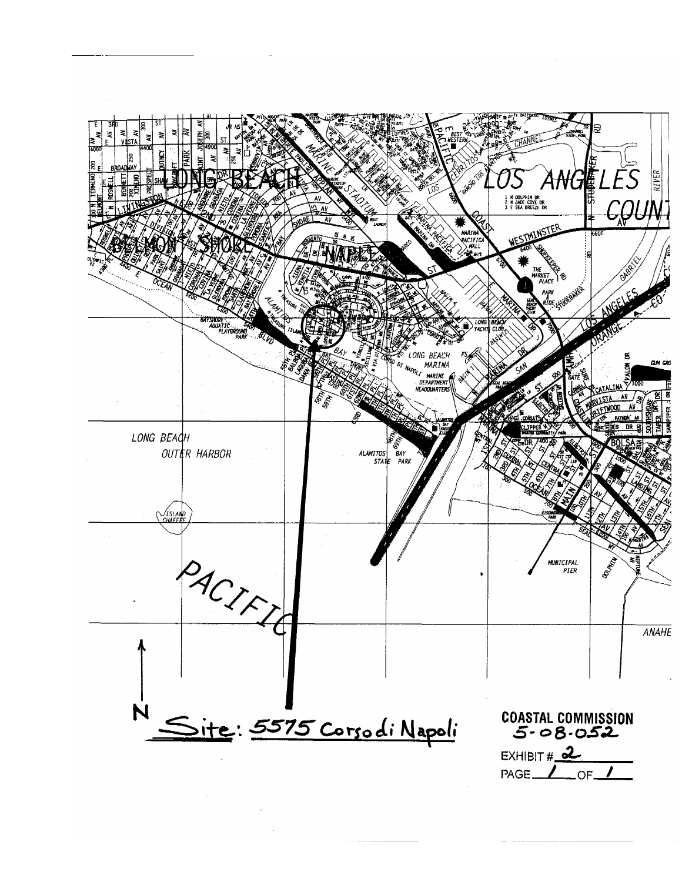N

Site: 5575 Corso di Napoli

**COASTAL COMMISSION**
**5-08-052**

EXHIBIT # 2

PAGE 1 OF 1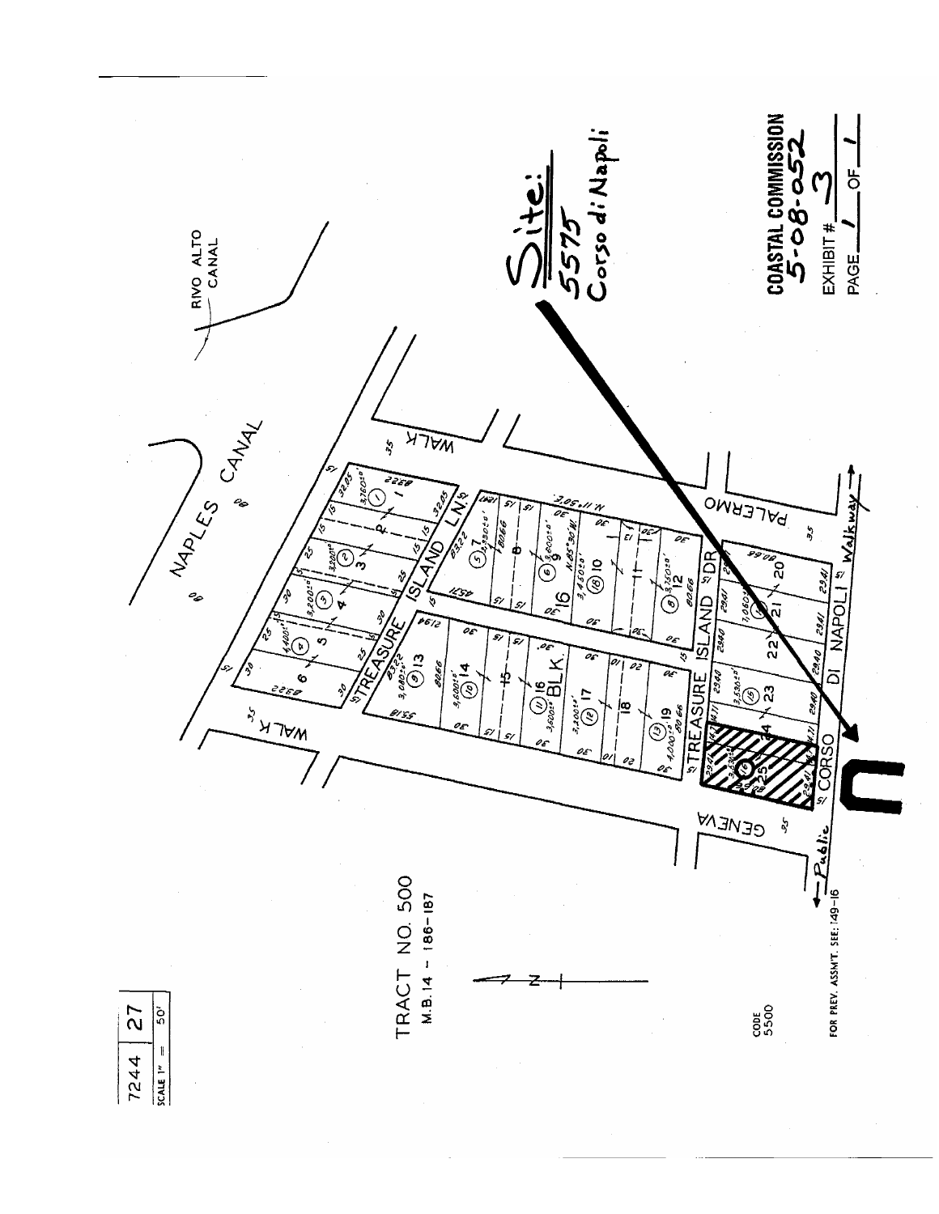7244 | 27

SCALE 1" = 50'

TRACT NO. 500

M.B. 14 – 186–187

CODE 5500

FOR PREV. ASSM'T. SEE: 149-16

NAPLES CANAL

RIVO ALTO CANAL

WALK

TREASURE ISLAND LN.

TREASURE ISLAND DR.

CORSO DI NAPOLI

GENEVA

PALERMO

BLK. 16

← Public Walkway →

**Site:**
5575
Corso di Napoli

**COASTAL COMMISSION**
5-08-052

EXHIBIT # 3

PAGE 1 OF 1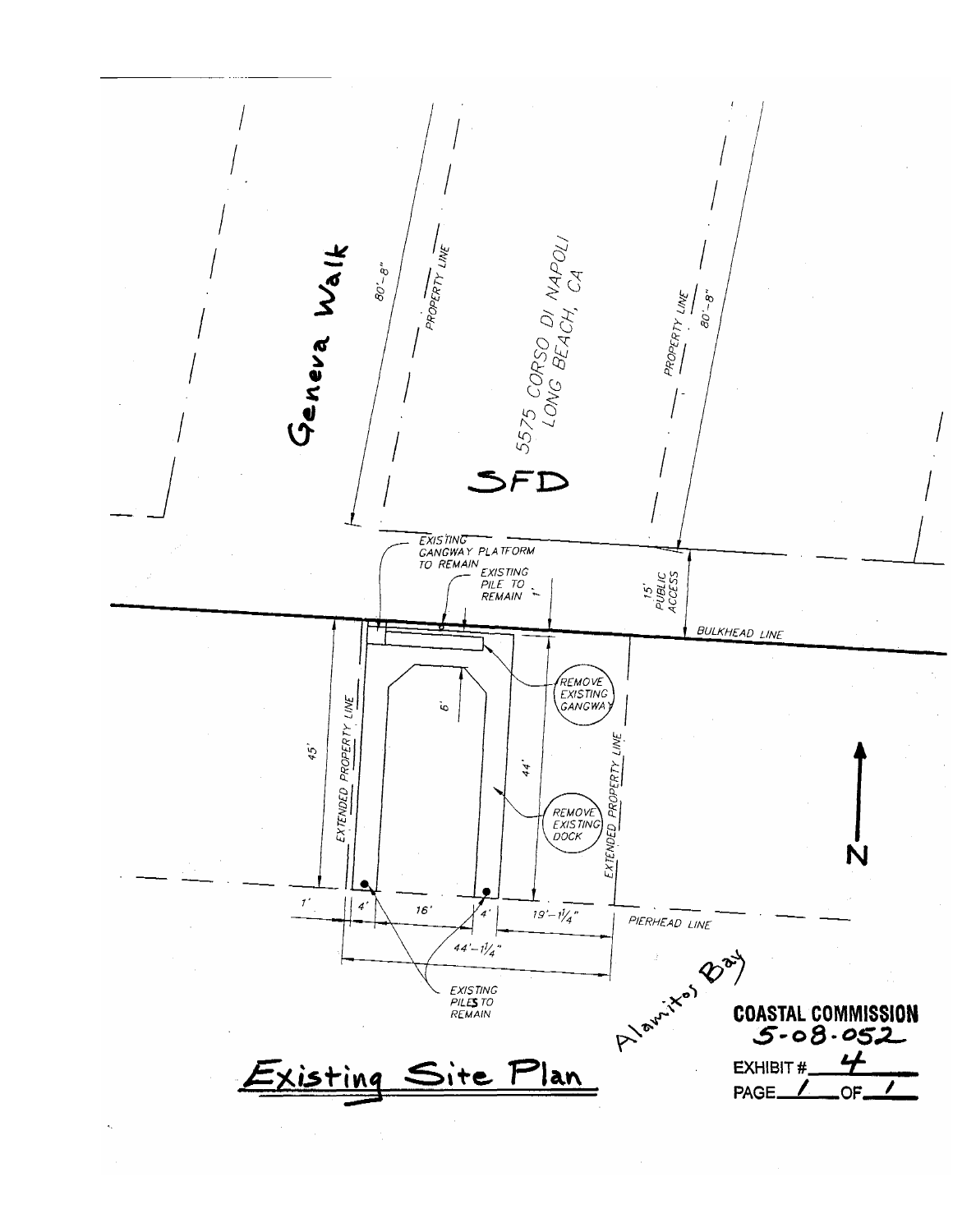Geneva Walk

80'-8"

PROPERTY LINE

5575 CORSO DI NAPOLI
LONG BEACH, CA

SFD

PROPERTY LINE

80'-8"

EXISTING GANGWAY PLATFORM TO REMAIN

EXISTING PILE TO REMAIN

1'

15' PUBLIC ACCESS

BULKHEAD LINE

REMOVE EXISTING GANGWAY

6'

45'

EXTENDED PROPERTY LINE

44'

REMOVE EXISTING DOCK

EXTENDED PROPERTY LINE

N

1'

4'

16'

4'

19'-1¼"

PIERHEAD LINE

44'-1¼"

EXISTING PILES TO REMAIN

Alamitos Bay

**COASTAL COMMISSION**
**5-08-052**
EXHIBIT # 4
PAGE 1 OF 1

## Existing Site Plan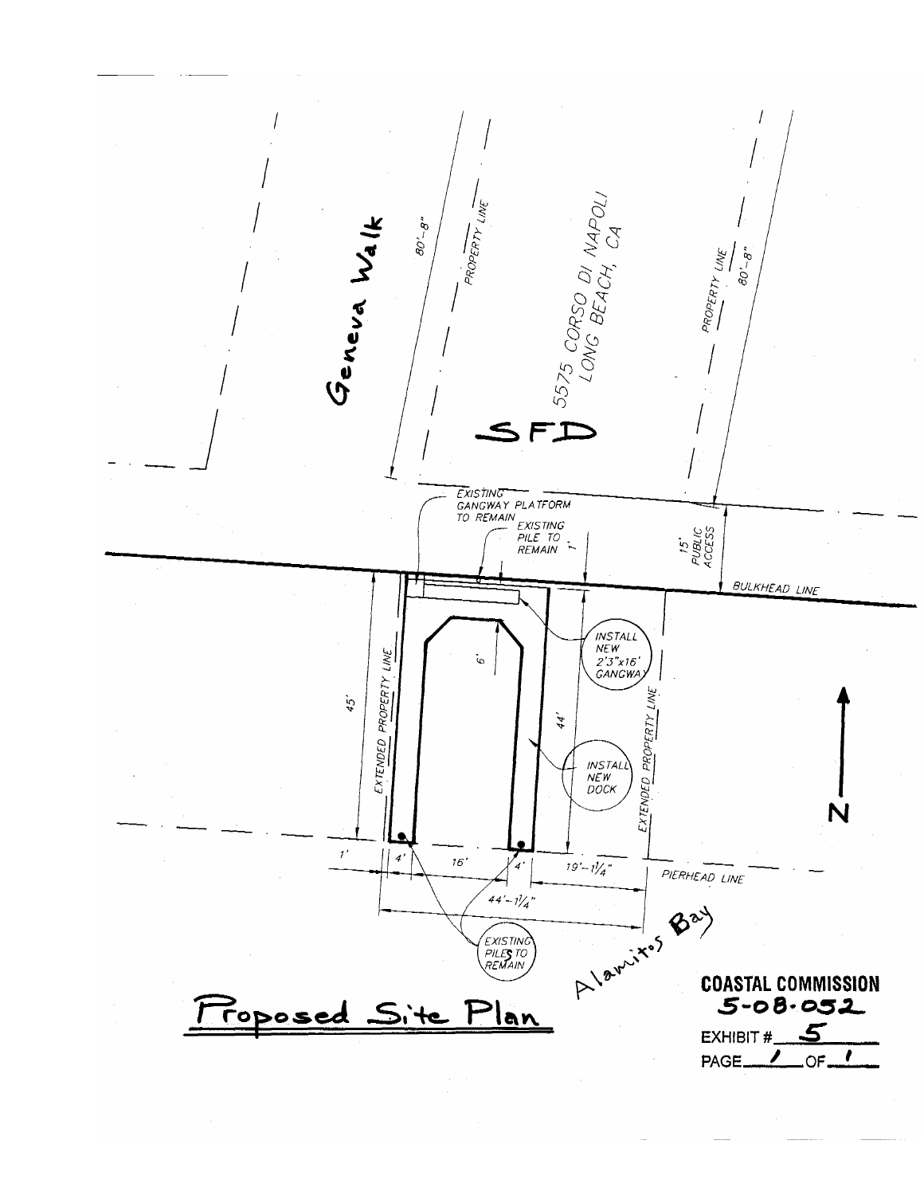Geneva Walk

80'-8"

PROPERTY LINE

5575 CORSO DI NAPOLI
LONG BEACH, CA

PROPERTY LINE

80'-8"

SFD

EXISTING GANGWAY PLATFORM TO REMAIN

EXISTING PILE TO REMAIN

1'

15' PUBLIC ACCESS

BULKHEAD LINE

INSTALL NEW 2'3"x16' GANGWAY

6'

45'

EXTENDED PROPERTY LINE

44'

INSTALL NEW DOCK

EXTENDED PROPERTY LINE

N

1'

4'

16'

4'

19'-1¼"

PIERHEAD LINE

44'-1¼"

EXISTING PILES TO REMAIN

Alamitos Bay

Proposed Site Plan

**COASTAL COMMISSION**
**5-08-052**

EXHIBIT # 5

PAGE 1 OF 1